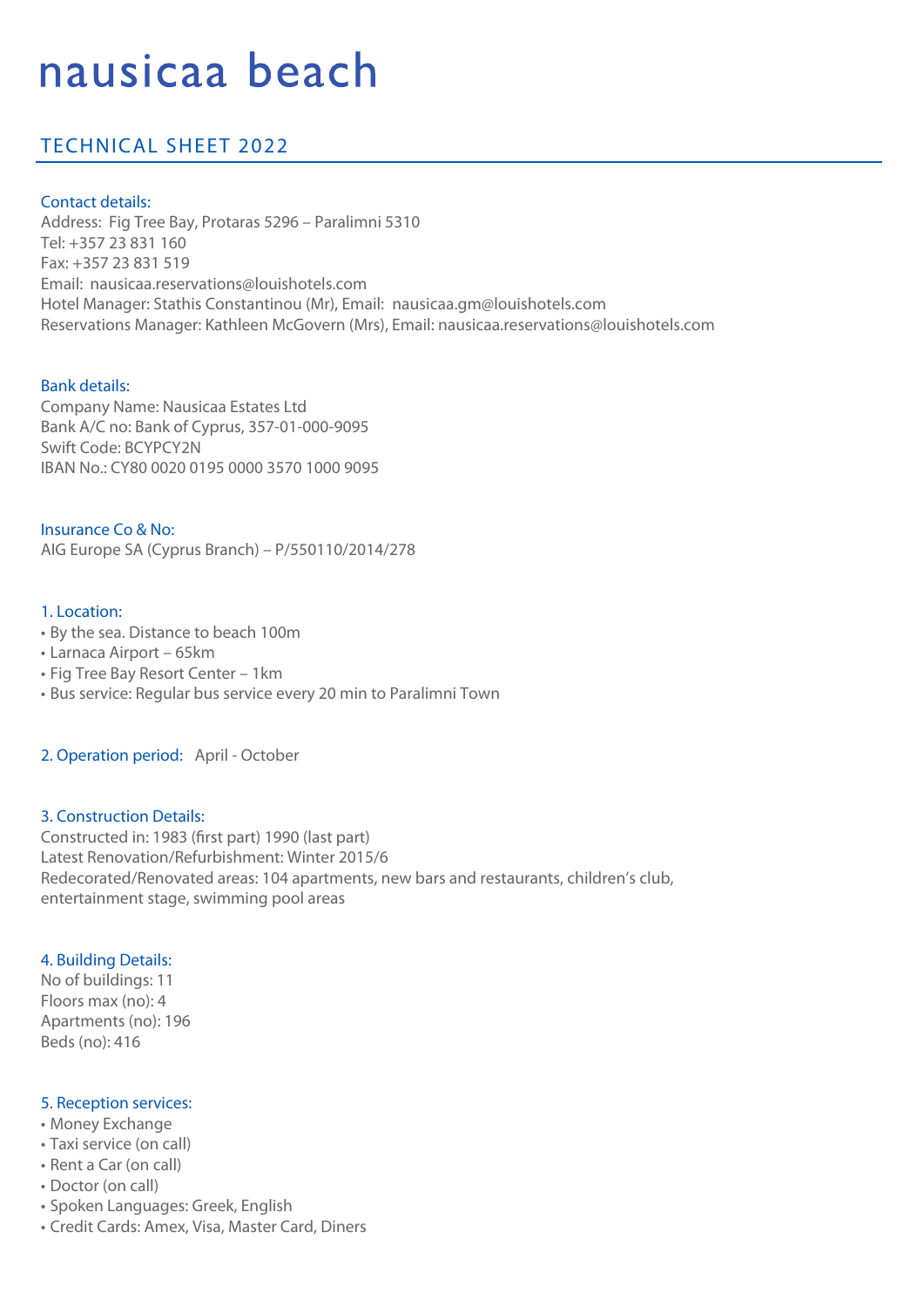# nausicaa beach

## TECHNICAL SHEET 2022

### Contact details:

Address: Fig Tree Bay, Protaras 5296 – Paralimni 5310
Tel: +357 23 831 160
Fax: +357 23 831 519
Email: nausicaa.reservations@louishotels.com
Hotel Manager: Stathis Constantinou (Mr), Email: nausicaa.gm@louishotels.com
Reservations Manager: Kathleen McGovern (Mrs), Email: nausicaa.reservations@louishotels.com

### Bank details:

Company Name: Nausicaa Estates Ltd
Bank A/C no: Bank of Cyprus, 357-01-000-9095
Swift Code: BCYPCY2N
IBAN No.: CY80 0020 0195 0000 3570 1000 9095

### Insurance Co & No:

AIG Europe SA (Cyprus Branch) – P/550110/2014/278

### 1. Location:

- By the sea. Distance to beach 100m
- Larnaca Airport – 65km
- Fig Tree Bay Resort Center – 1km
- Bus service: Regular bus service every 20 min to Paralimni Town

### 2. Operation period: April - October

### 3. Construction Details:

Constructed in: 1983 (first part) 1990 (last part)
Latest Renovation/Refurbishment: Winter 2015/6
Redecorated/Renovated areas: 104 apartments, new bars and restaurants, children's club, entertainment stage, swimming pool areas

### 4. Building Details:

No of buildings: 11
Floors max (no): 4
Apartments (no): 196
Beds (no): 416

### 5. Reception services:

- Money Exchange
- Taxi service (on call)
- Rent a Car (on call)
- Doctor (on call)
- Spoken Languages: Greek, English
- Credit Cards: Amex, Visa, Master Card, Diners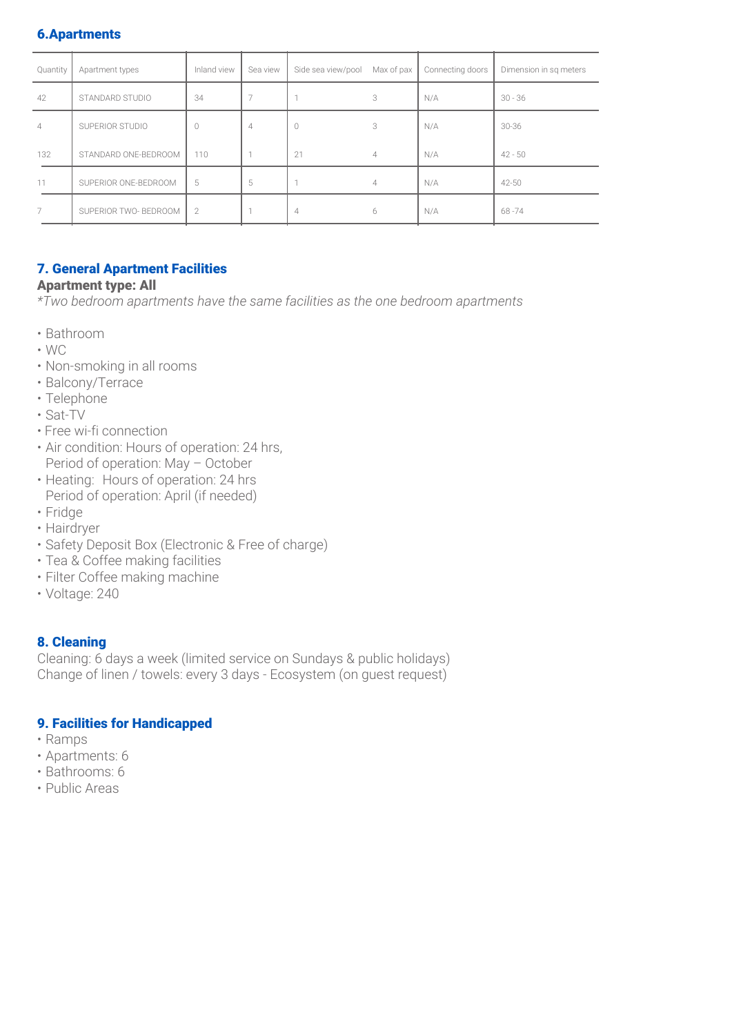## 6.Apartments

| Quantity | Apartment types | Inland view | Sea view | Side sea view/pool | Max of pax | Connecting doors | Dimension in sq meters |
|---|---|---|---|---|---|---|---|
| 42 | STANDARD STUDIO | 34 | 7 | 1 | 3 | N/A | 30 - 36 |
| 4 | SUPERIOR STUDIO | 0 | 4 | 0 | 3 | N/A | 30-36 |
| 132 | STANDARD ONE-BEDROOM | 110 | 1 | 21 | 4 | N/A | 42 - 50 |
| 11 | SUPERIOR ONE-BEDROOM | 5 | 5 | 1 | 4 | N/A | 42-50 |
| 7 | SUPERIOR TWO- BEDROOM | 2 | 1 | 4 | 6 | N/A | 68 -74 |

## 7. General Apartment Facilities

**Apartment type: All**

*\*Two bedroom apartments have the same facilities as the one bedroom apartments*

- Bathroom
- WC
- Non-smoking in all rooms
- Balcony/Terrace
- Telephone
- Sat-TV
- Free wi-fi connection
- Air condition: Hours of operation: 24 hrs,
  Period of operation: May – October
- Heating: Hours of operation: 24 hrs
  Period of operation: April (if needed)
- Fridge
- Hairdryer
- Safety Deposit Box (Electronic & Free of charge)
- Tea & Coffee making facilities
- Filter Coffee making machine
- Voltage: 240

## 8. Cleaning

Cleaning: 6 days a week (limited service on Sundays & public holidays)
Change of linen / towels: every 3 days - Ecosystem (on guest request)

## 9. Facilities for Handicapped

- Ramps
- Apartments: 6
- Bathrooms: 6
- Public Areas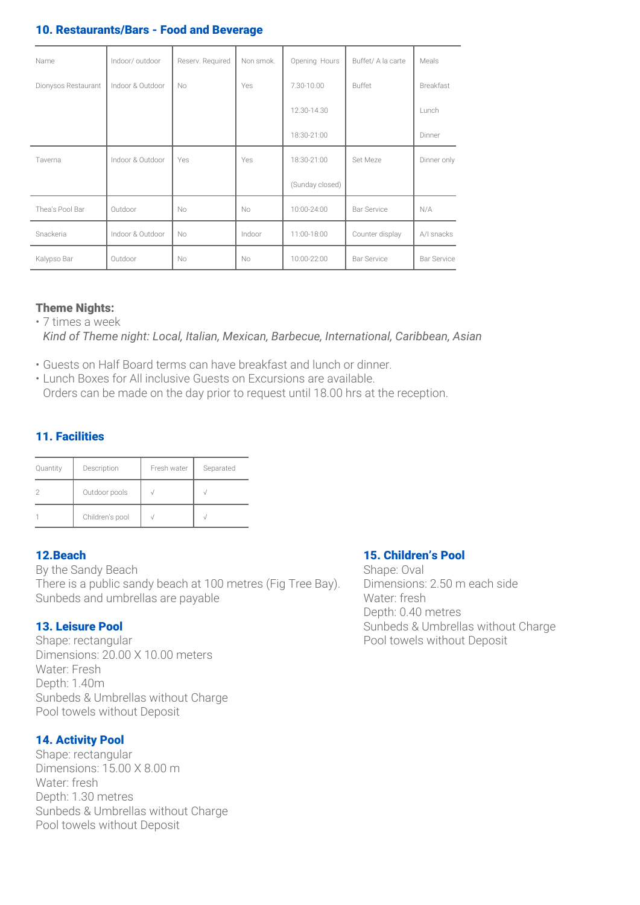## 10. Restaurants/Bars - Food and Beverage

| Name | Indoor/ outdoor | Reserv. Required | Non smok. | Opening Hours | Buffet/ A la carte | Meals |
|---|---|---|---|---|---|---|
| Dionysos Restaurant | Indoor & Outdoor | No | Yes | 7.30-10.00 | Buffet | Breakfast |
| | | | | 12.30-14.30 | | Lunch |
| | | | | 18:30-21:00 | | Dinner |
| Taverna | Indoor & Outdoor | Yes | Yes | 18:30-21:00 | Set Meze | Dinner only |
| | | | | (Sunday closed) | | |
| Thea's Pool Bar | Outdoor | No | No | 10:00-24:00 | Bar Service | N/A |
| Snackeria | Indoor & Outdoor | No | Indoor | 11:00-18:00 | Counter display | A/I snacks |
| Kalypso Bar | Outdoor | No | No | 10:00-22:00 | Bar Service | Bar Service |

### Theme Nights:

- 7 times a week
  *Kind of Theme night: Local, Italian, Mexican, Barbecue, International, Caribbean, Asian*

- Guests on Half Board terms can have breakfast and lunch or dinner.
- Lunch Boxes for All inclusive Guests on Excursions are available.
  Orders can be made on the day prior to request until 18.00 hrs at the reception.

## 11. Facilities

| Quantity | Description | Fresh water | Separated |
|---|---|---|---|
| 2 | Outdoor pools | √ | √ |
| 1 | Children's pool | √ | √ |

## 12.Beach

By the Sandy Beach
There is a public sandy beach at 100 metres (Fig Tree Bay).
Sunbeds and umbrellas are payable

## 13. Leisure Pool

Shape: rectangular
Dimensions: 20.00 X 10.00 meters
Water: Fresh
Depth: 1.40m
Sunbeds & Umbrellas without Charge
Pool towels without Deposit

## 14. Activity Pool

Shape: rectangular
Dimensions: 15.00 X 8.00 m
Water: fresh
Depth: 1.30 metres
Sunbeds & Umbrellas without Charge
Pool towels without Deposit

## 15. Children's Pool

Shape: Oval
Dimensions: 2.50 m each side
Water: fresh
Depth: 0.40 metres
Sunbeds & Umbrellas without Charge
Pool towels without Deposit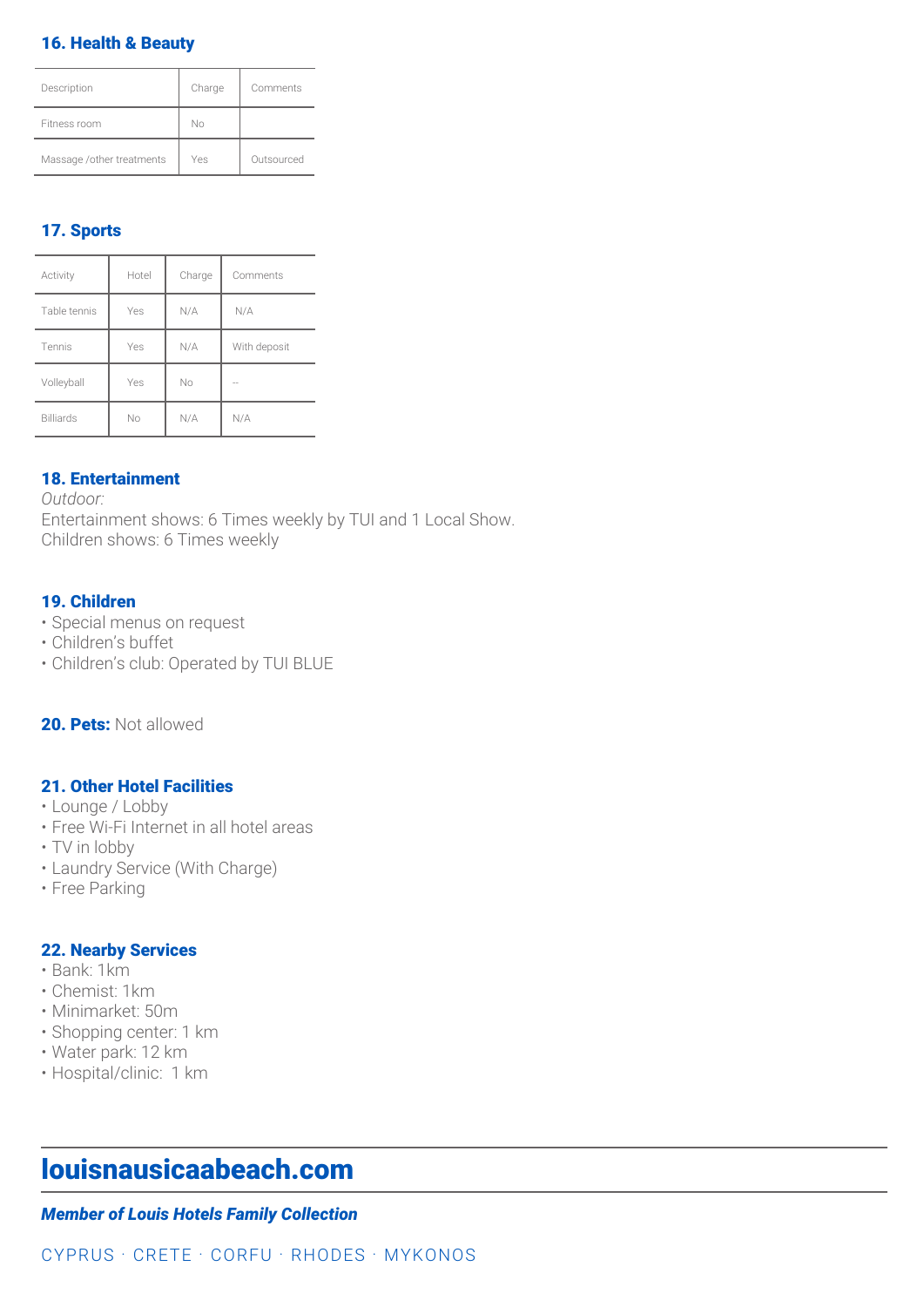## 16. Health & Beauty

| Description | Charge | Comments |
| --- | --- | --- |
| Fitness room | No | |
| Massage /other treatments | Yes | Outsourced |

## 17. Sports

| Activity | Hotel | Charge | Comments |
| --- | --- | --- | --- |
| Table tennis | Yes | N/A | N/A |
| Tennis | Yes | N/A | With deposit |
| Volleyball | Yes | No | -- |
| Billiards | No | N/A | N/A |

## 18. Entertainment

*Outdoor:*

Entertainment shows: 6 Times weekly by TUI and 1 Local Show.
Children shows: 6 Times weekly

## 19. Children

- Special menus on request
- Children's buffet
- Children's club: Operated by TUI BLUE

## 20. Pets: Not allowed

## 21. Other Hotel Facilities

- Lounge / Lobby
- Free Wi-Fi Internet in all hotel areas
- TV in lobby
- Laundry Service (With Charge)
- Free Parking

## 22. Nearby Services

- Bank: 1km
- Chemist: 1km
- Minimarket: 50m
- Shopping center: 1 km
- Water park: 12 km
- Hospital/clinic: 1 km

# louisnausicaabeach.com

***Member of Louis Hotels Family Collection***

CYPRUS · CRETE · CORFU · RHODES · MYKONOS